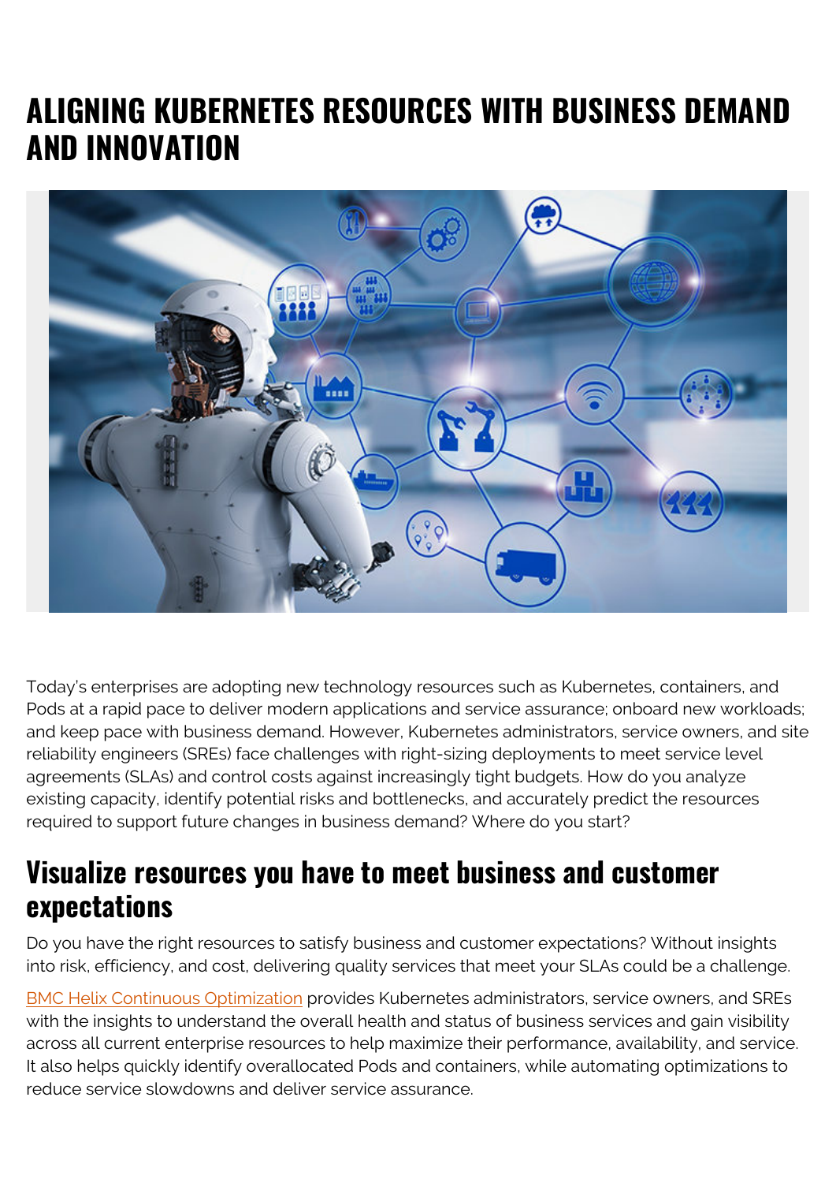# ALIGNING KUBERNETES RESOURCES WITH BUSINESS DEMAND AND INNOVATION

Today's enterprises are adopting new technology resources such as Kubernetes, containers, and Pods at a rapid pace to deliver modern applications and service assurance; onboard new workloads; and keep pace with business demand. However, Kubernetes administrators, service owners, and site reliability engineers (SREs) face challenges with right-sizing deployments to meet service level agreements (SLAs) and control costs against increasingly tight budgets. How do you analyze existing capacity, identify potential risks and bottlenecks, and accurately predict the resources required to support future changes in business demand? Where do you start?

## Visualize resources you have to meet business and customer expectations

Do you have the right resources to satisfy business and customer expectations? Without insights into risk, efficiency, and cost, delivering quality services that meet your SLAs could be a challenge.

BMC Helix Continuous Optimization provides Kubernetes administrators, service owners, and SREs with the insights to understand the overall health and status of business services and gain visibility across all current enterprise resources to help maximize their performance, availability, and service. It also helps quickly identify overallocated Pods and containers, while automating optimizations to reduce service slowdowns and deliver service assurance.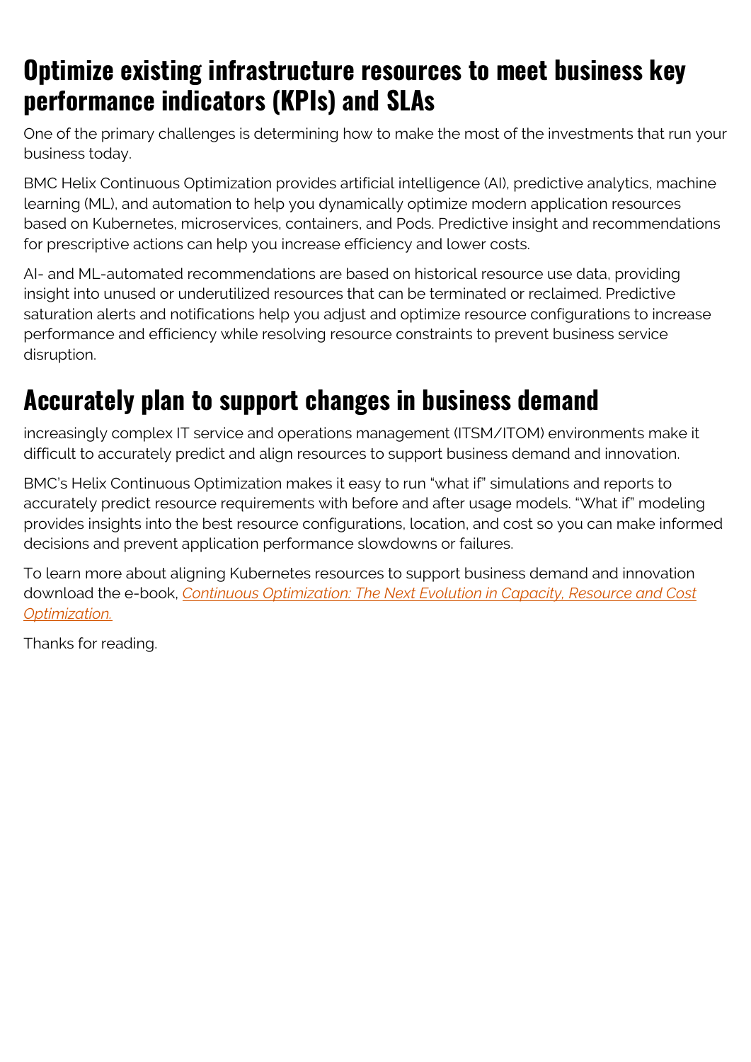## Optimize existing infrastructure resources to meet business key performance indicators (KPIs) and SLAs

One of the primary challenges is determining how to make the most of the investments that run your business today.

BMC Helix Continuous Optimization provides artificial intelligence (AI), predictive analytics, machine learning (ML), and automation to help you dynamically optimize modern application resources based on Kubernetes, microservices, containers, and Pods. Predictive insight and recommendations for prescriptive actions can help you increase efficiency and lower costs.

AI- and ML-automated recommendations are based on historical resource use data, providing insight into unused or underutilized resources that can be terminated or reclaimed. Predictive saturation alerts and notifications help you adjust and optimize resource configurations to increase performance and efficiency while resolving resource constraints to prevent business service disruption.

## Accurately plan to support changes in business demand

increasingly complex IT service and operations management (ITSM/ITOM) environments make it difficult to accurately predict and align resources to support business demand and innovation.

BMC's Helix Continuous Optimization makes it easy to run "what if" simulations and reports to accurately predict resource requirements with before and after usage models. "What if" modeling provides insights into the best resource configurations, location, and cost so you can make informed decisions and prevent application performance slowdowns or failures.

To learn more about aligning Kubernetes resources to support business demand and innovation download the e-book, *Continuous Optimization: The Next Evolution in Capacity, Resource and Cost Optimization.*

Thanks for reading.